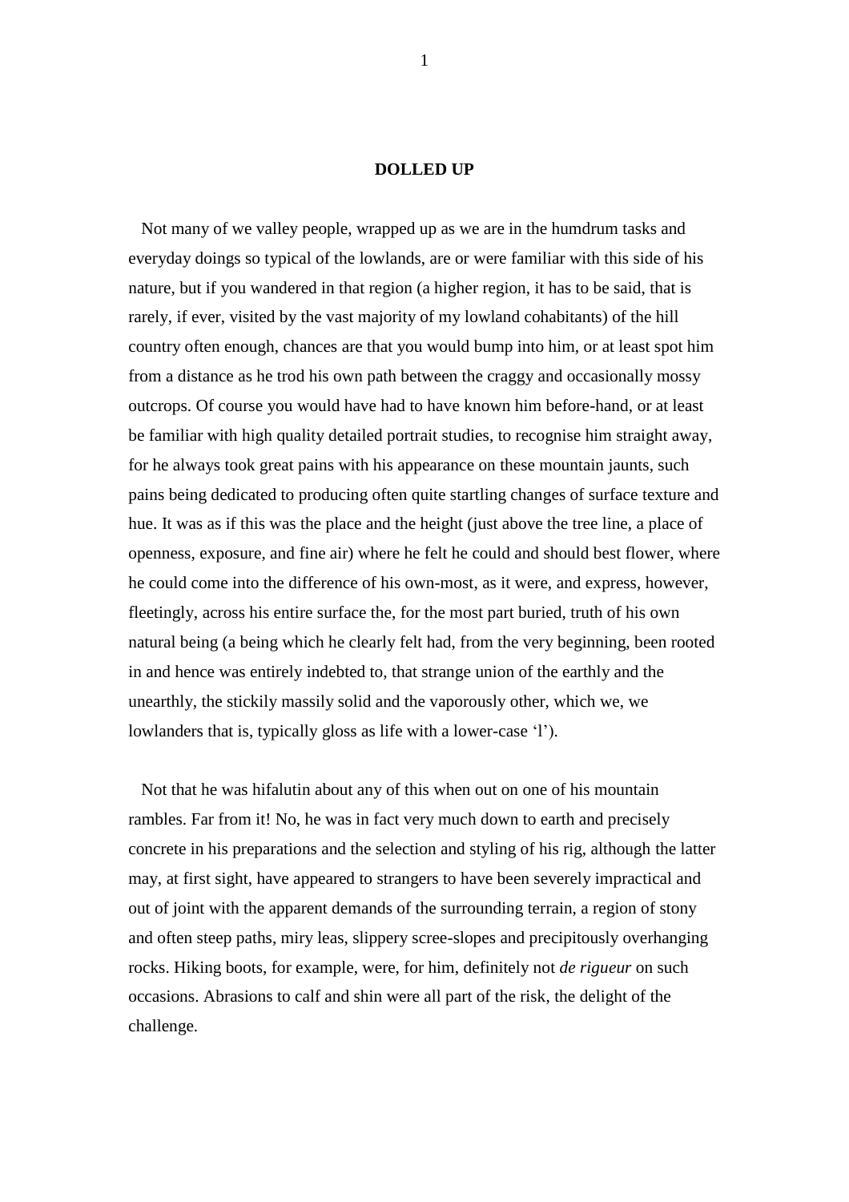# DOLLED UP

Not many of we valley people, wrapped up as we are in the humdrum tasks and everyday doings so typical of the lowlands, are or were familiar with this side of his nature, but if you wandered in that region (a higher region, it has to be said, that is rarely, if ever, visited by the vast majority of my lowland cohabitants) of the hill country often enough, chances are that you would bump into him, or at least spot him from a distance as he trod his own path between the craggy and occasionally mossy outcrops. Of course you would have had to have known him before-hand, or at least be familiar with high quality detailed portrait studies, to recognise him straight away, for he always took great pains with his appearance on these mountain jaunts, such pains being dedicated to producing often quite startling changes of surface texture and hue. It was as if this was the place and the height (just above the tree line, a place of openness, exposure, and fine air) where he felt he could and should best flower, where he could come into the difference of his own-most, as it were, and express, however, fleetingly, across his entire surface the, for the most part buried, truth of his own natural being (a being which he clearly felt had, from the very beginning, been rooted in and hence was entirely indebted to, that strange union of the earthly and the unearthly, the stickily massily solid and the vaporously other, which we, we lowlanders that is, typically gloss as life with a lower-case 'l').

Not that he was hifalutin about any of this when out on one of his mountain rambles. Far from it! No, he was in fact very much down to earth and precisely concrete in his preparations and the selection and styling of his rig, although the latter may, at first sight, have appeared to strangers to have been severely impractical and out of joint with the apparent demands of the surrounding terrain, a region of stony and often steep paths, miry leas, slippery scree-slopes and precipitously overhanging rocks. Hiking boots, for example, were, for him, definitely not *de rigueur* on such occasions. Abrasions to calf and shin were all part of the risk, the delight of the challenge.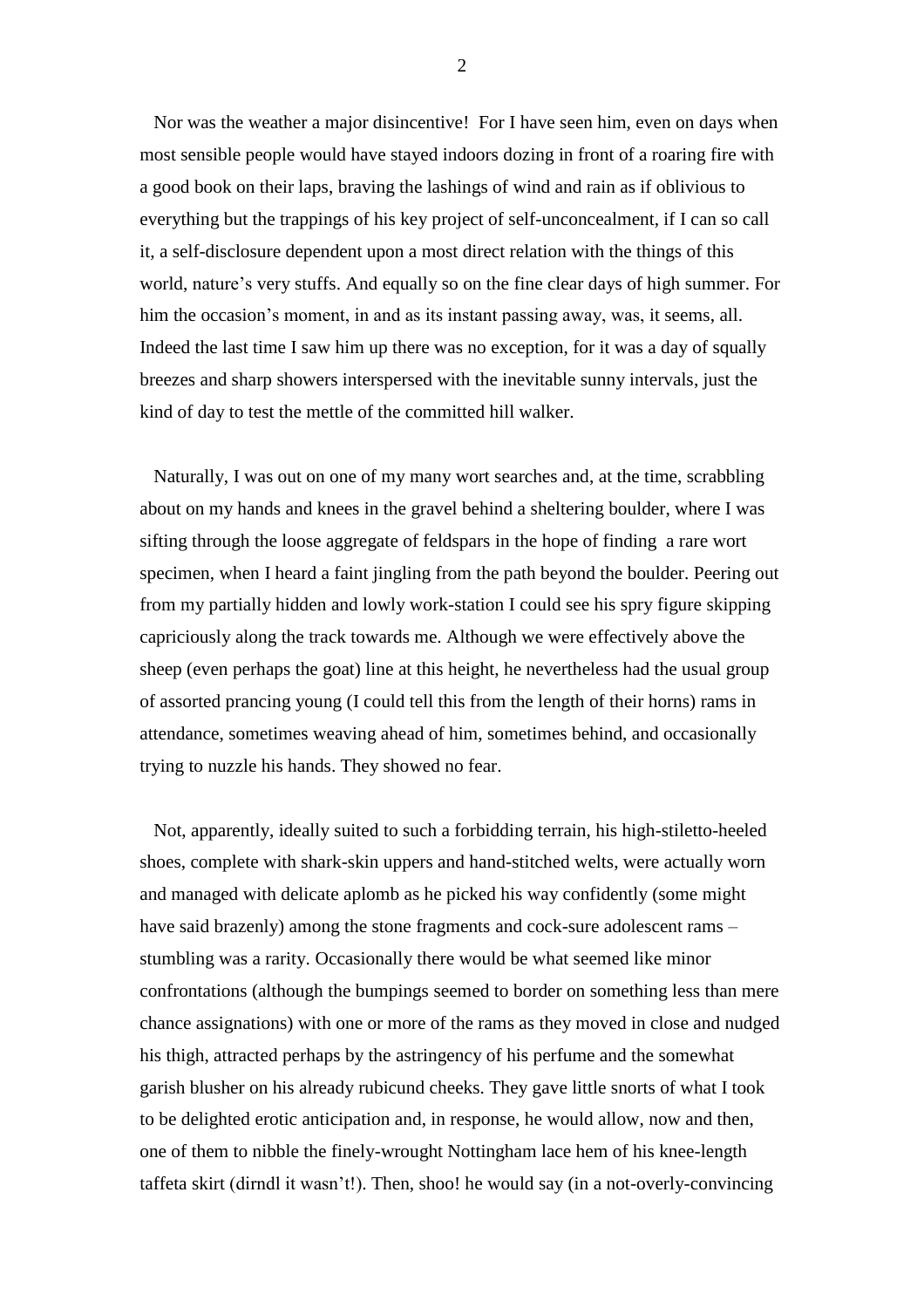Nor was the weather a major disincentive! For I have seen him, even on days when most sensible people would have stayed indoors dozing in front of a roaring fire with a good book on their laps, braving the lashings of wind and rain as if oblivious to everything but the trappings of his key project of self-unconcealment, if I can so call it, a self-disclosure dependent upon a most direct relation with the things of this world, nature's very stuffs. And equally so on the fine clear days of high summer. For him the occasion's moment, in and as its instant passing away, was, it seems, all. Indeed the last time I saw him up there was no exception, for it was a day of squally breezes and sharp showers interspersed with the inevitable sunny intervals, just the kind of day to test the mettle of the committed hill walker.

Naturally, I was out on one of my many wort searches and, at the time, scrabbling about on my hands and knees in the gravel behind a sheltering boulder, where I was sifting through the loose aggregate of feldspars in the hope of finding a rare wort specimen, when I heard a faint jingling from the path beyond the boulder. Peering out from my partially hidden and lowly work-station I could see his spry figure skipping capriciously along the track towards me. Although we were effectively above the sheep (even perhaps the goat) line at this height, he nevertheless had the usual group of assorted prancing young (I could tell this from the length of their horns) rams in attendance, sometimes weaving ahead of him, sometimes behind, and occasionally trying to nuzzle his hands. They showed no fear.

Not, apparently, ideally suited to such a forbidding terrain, his high-stiletto-heeled shoes, complete with shark-skin uppers and hand-stitched welts, were actually worn and managed with delicate aplomb as he picked his way confidently (some might have said brazenly) among the stone fragments and cock-sure adolescent rams – stumbling was a rarity. Occasionally there would be what seemed like minor confrontations (although the bumpings seemed to border on something less than mere chance assignations) with one or more of the rams as they moved in close and nudged his thigh, attracted perhaps by the astringency of his perfume and the somewhat garish blusher on his already rubicund cheeks. They gave little snorts of what I took to be delighted erotic anticipation and, in response, he would allow, now and then, one of them to nibble the finely-wrought Nottingham lace hem of his knee-length taffeta skirt (dirndl it wasn't!). Then, shoo! he would say (in a not-overly-convincing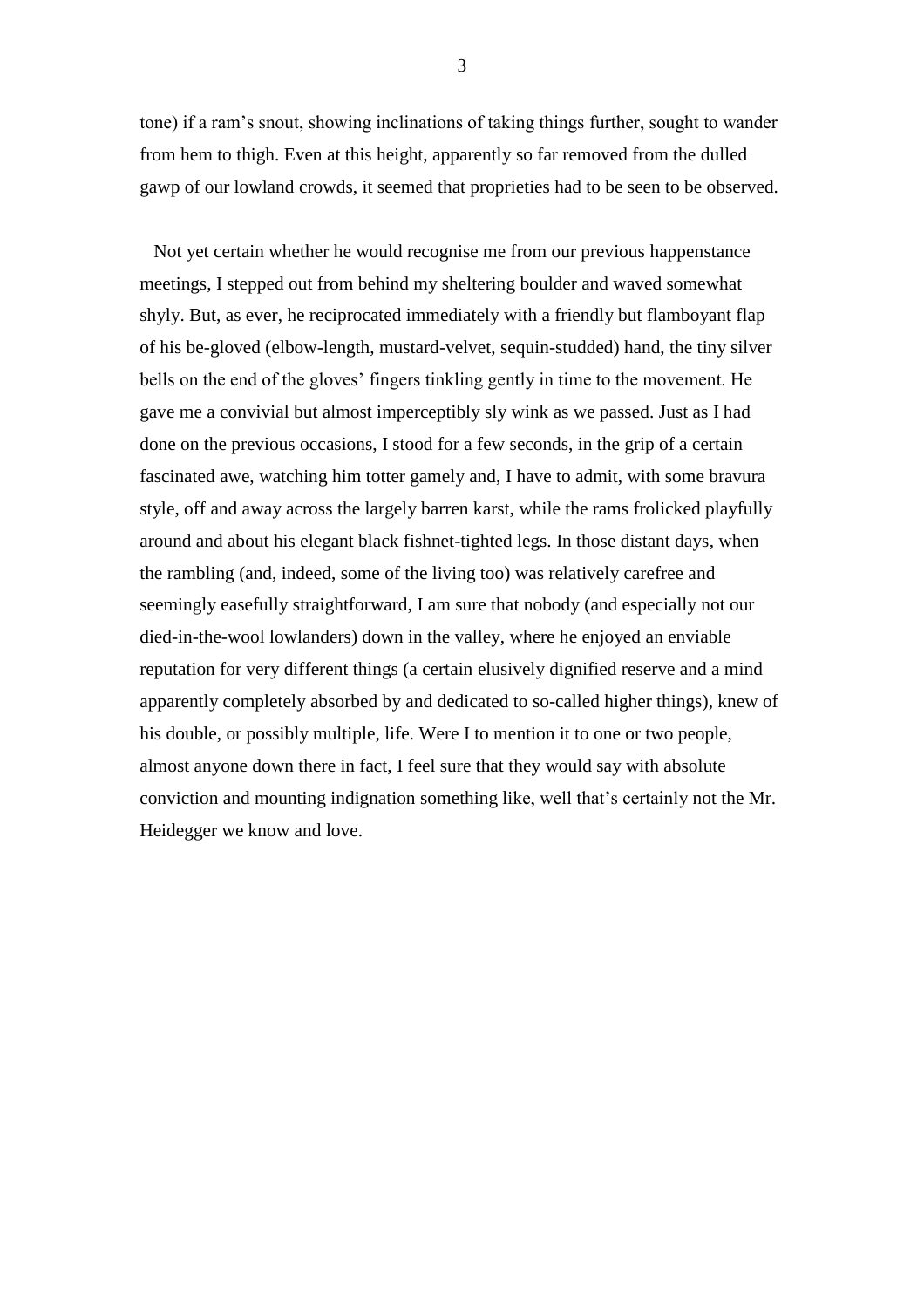tone) if a ram's snout, showing inclinations of taking things further, sought to wander from hem to thigh. Even at this height, apparently so far removed from the dulled gawp of our lowland crowds, it seemed that proprieties had to be seen to be observed.

Not yet certain whether he would recognise me from our previous happenstance meetings, I stepped out from behind my sheltering boulder and waved somewhat shyly. But, as ever, he reciprocated immediately with a friendly but flamboyant flap of his be-gloved (elbow-length, mustard-velvet, sequin-studded) hand, the tiny silver bells on the end of the gloves' fingers tinkling gently in time to the movement. He gave me a convivial but almost imperceptibly sly wink as we passed. Just as I had done on the previous occasions, I stood for a few seconds, in the grip of a certain fascinated awe, watching him totter gamely and, I have to admit, with some bravura style, off and away across the largely barren karst, while the rams frolicked playfully around and about his elegant black fishnet-tighted legs. In those distant days, when the rambling (and, indeed, some of the living too) was relatively carefree and seemingly easefully straightforward, I am sure that nobody (and especially not our died-in-the-wool lowlanders) down in the valley, where he enjoyed an enviable reputation for very different things (a certain elusively dignified reserve and a mind apparently completely absorbed by and dedicated to so-called higher things), knew of his double, or possibly multiple, life. Were I to mention it to one or two people, almost anyone down there in fact, I feel sure that they would say with absolute conviction and mounting indignation something like, well that's certainly not the Mr. Heidegger we know and love.